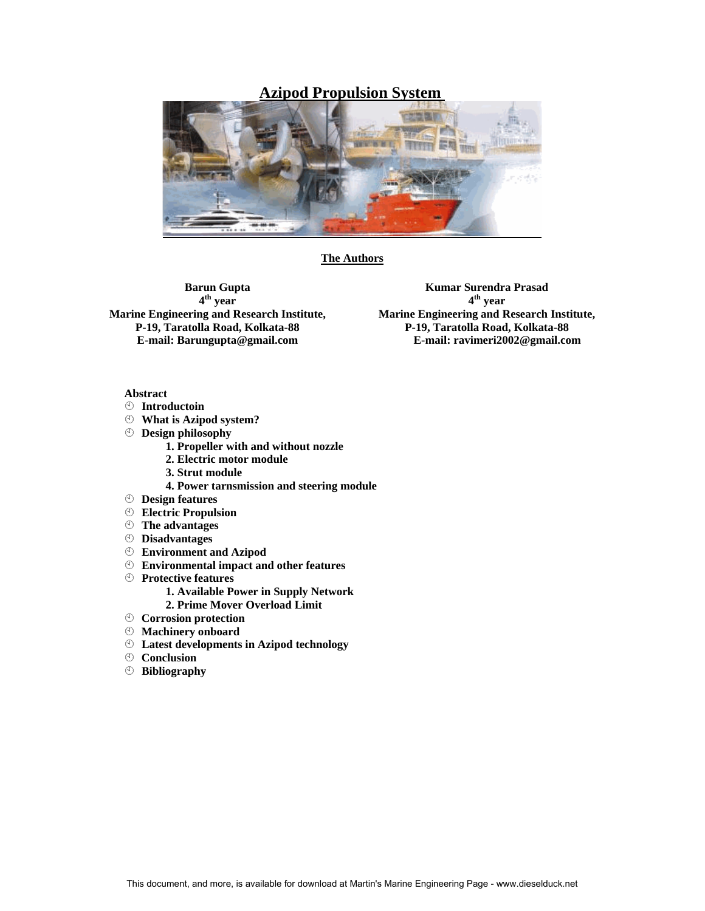# Azipod Propulsion System

## The Authors

**Barun Gupta**
**4th year**
**Marine Engineering and Research Institute,**
**P-19, Taratolla Road, Kolkata-88**
**E-mail: Barungupta@gmail.com**

**Kumar Surendra Prasad**
**4th year**
**Marine Engineering and Research Institute,**
**P-19, Taratolla Road, Kolkata-88**
**E-mail: ravimeri2002@gmail.com**

**Abstract**

- **Introductoin**
- **What is Azipod system?**
- **Design philosophy**
  1. **Propeller with and without nozzle**
  2. **Electric motor module**
  3. **Strut module**
  4. **Power tarnsmission and steering module**
- **Design features**
- **Electric Propulsion**
- **The advantages**
- **Disadvantages**
- **Environment and Azipod**
- **Environmental impact and other features**
- **Protective features**
  1. **Available Power in Supply Network**
  2. **Prime Mover Overload Limit**
- **Corrosion protection**
- **Machinery onboard**
- **Latest developments in Azipod technology**
- **Conclusion**
- **Bibliography**

This document, and more, is available for download at Martin's Marine Engineering Page - www.dieselduck.net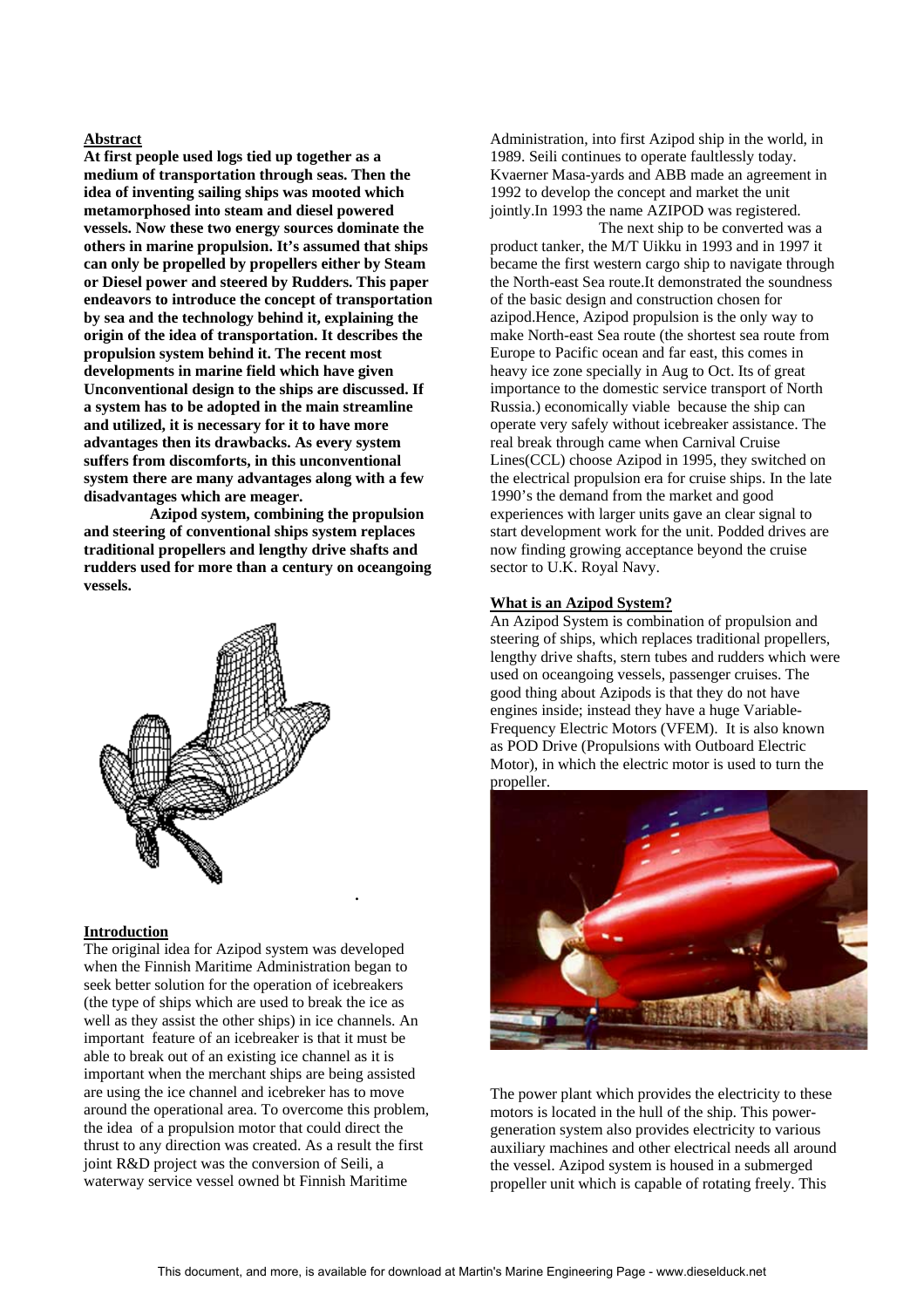**Abstract**

**At first people used logs tied up together as a medium of transportation through seas. Then the idea of inventing sailing ships was mooted which metamorphosed into steam and diesel powered vessels. Now these two energy sources dominate the others in marine propulsion. It's assumed that ships can only be propelled by propellers either by Steam or Diesel power and steered by Rudders. This paper endeavors to introduce the concept of transportation by sea and the technology behind it, explaining the origin of the idea of transportation. It describes the propulsion system behind it. The recent most developments in marine field which have given Unconventional design to the ships are discussed. If a system has to be adopted in the main streamline and utilized, it is necessary for it to have more advantages then its drawbacks. As every system suffers from discomforts, in this unconventional system there are many advantages along with a few disadvantages which are meager.**

**Azipod system, combining the propulsion and steering of conventional ships system replaces traditional propellers and lengthy drive shafts and rudders used for more than a century on oceangoing vessels.**

.

**Introduction**

The original idea for Azipod system was developed when the Finnish Maritime Administration began to seek better solution for the operation of icebreakers (the type of ships which are used to break the ice as well as they assist the other ships) in ice channels. An important feature of an icebreaker is that it must be able to break out of an existing ice channel as it is important when the merchant ships are being assisted are using the ice channel and icebreker has to move around the operational area. To overcome this problem, the idea of a propulsion motor that could direct the thrust to any direction was created. As a result the first joint R&D project was the conversion of Seili, a waterway service vessel owned bt Finnish Maritime Administration, into first Azipod ship in the world, in 1989. Seili continues to operate faultlessly today. Kvaerner Masa-yards and ABB made an agreement in 1992 to develop the concept and market the unit jointly.In 1993 the name AZIPOD was registered.

The next ship to be converted was a product tanker, the M/T Uikku in 1993 and in 1997 it became the first western cargo ship to navigate through the North-east Sea route.It demonstrated the soundness of the basic design and construction chosen for azipod.Hence, Azipod propulsion is the only way to make North-east Sea route (the shortest sea route from Europe to Pacific ocean and far east, this comes in heavy ice zone specially in Aug to Oct. Its of great importance to the domestic service transport of North Russia.) economically viable because the ship can operate very safely without icebreaker assistance. The real break through came when Carnival Cruise Lines(CCL) choose Azipod in 1995, they switched on the electrical propulsion era for cruise ships. In the late 1990's the demand from the market and good experiences with larger units gave an clear signal to start development work for the unit. Podded drives are now finding growing acceptance beyond the cruise sector to U.K. Royal Navy.

**What is an Azipod System?**

An Azipod System is combination of propulsion and steering of ships, which replaces traditional propellers, lengthy drive shafts, stern tubes and rudders which were used on oceangoing vessels, passenger cruises. The good thing about Azipods is that they do not have engines inside; instead they have a huge Variable-Frequency Electric Motors (VFEM). It is also known as POD Drive (Propulsions with Outboard Electric Motor), in which the electric motor is used to turn the propeller.

The power plant which provides the electricity to these motors is located in the hull of the ship. This power-generation system also provides electricity to various auxiliary machines and other electrical needs all around the vessel. Azipod system is housed in a submerged propeller unit which is capable of rotating freely. This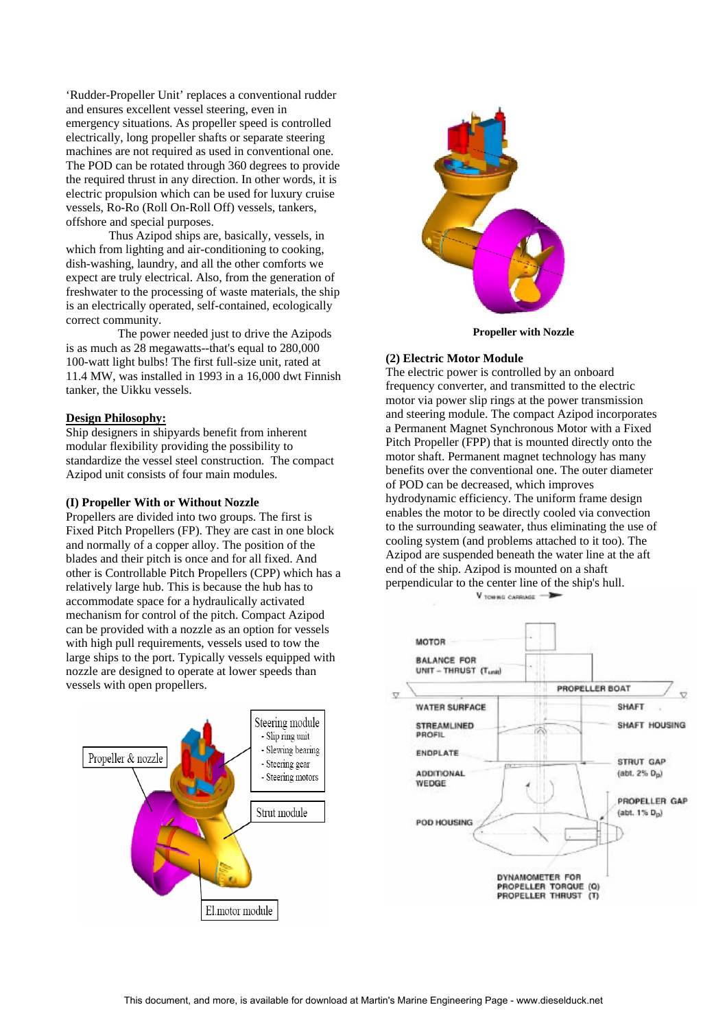'Rudder-Propeller Unit' replaces a conventional rudder and ensures excellent vessel steering, even in emergency situations. As propeller speed is controlled electrically, long propeller shafts or separate steering machines are not required as used in conventional one. The POD can be rotated through 360 degrees to provide the required thrust in any direction. In other words, it is electric propulsion which can be used for luxury cruise vessels, Ro-Ro (Roll On-Roll Off) vessels, tankers, offshore and special purposes.

Thus Azipod ships are, basically, vessels, in which from lighting and air-conditioning to cooking, dish-washing, laundry, and all the other comforts we expect are truly electrical. Also, from the generation of freshwater to the processing of waste materials, the ship is an electrically operated, self-contained, ecologically correct community.

The power needed just to drive the Azipods is as much as 28 megawatts--that's equal to 280,000 100-watt light bulbs! The first full-size unit, rated at 11.4 MW, was installed in 1993 in a 16,000 dwt Finnish tanker, the Uikku vessels.

## Design Philosophy:

Ship designers in shipyards benefit from inherent modular flexibility providing the possibility to standardize the vessel steel construction. The compact Azipod unit consists of four main modules.

### (I) Propeller With or Without Nozzle

Propellers are divided into two groups. The first is Fixed Pitch Propellers (FP). They are cast in one block and normally of a copper alloy. The position of the blades and their pitch is once and for all fixed. And other is Controllable Pitch Propellers (CPP) which has a relatively large hub. This is because the hub has to accommodate space for a hydraulically activated mechanism for control of the pitch. Compact Azipod can be provided with a nozzle as an option for vessels with high pull requirements, vessels used to tow the large ships to the port. Typically vessels equipped with nozzle are designed to operate at lower speeds than vessels with open propellers.

Propeller & nozzle | Steering module - Slip ring unit - Slewing bearing - Steering gear - Steering motors | Strut module | El.motor module

**Propeller with Nozzle**

### (2) Electric Motor Module

The electric power is controlled by an onboard frequency converter, and transmitted to the electric motor via power slip rings at the power transmission and steering module. The compact Azipod incorporates a Permanent Magnet Synchronous Motor with a Fixed Pitch Propeller (FPP) that is mounted directly onto the motor shaft. Permanent magnet technology has many benefits over the conventional one. The outer diameter of POD can be decreased, which improves hydrodynamic efficiency. The uniform frame design enables the motor to be directly cooled via convection to the surrounding seawater, thus eliminating the use of cooling system (and problems attached to it too). The Azipod are suspended beneath the water line at the aft end of the ship. Azipod is mounted on a shaft perpendicular to the center line of the ship's hull.

V TOWING CARRIAGE — MOTOR — BALANCE FOR UNIT – THRUST ($T_{unit}$) — PROPELLER BOAT — WATER SURFACE — SHAFT — STREAMLINED PROFIL — SHAFT HOUSING — ENDPLATE — STRUT GAP (abt. 2% $D_p$) — ADDITIONAL WEDGE — PROPELLER GAP (abt. 1% $D_p$) — POD HOUSING — DYNAMOMETER FOR PROPELLER TORQUE (Q) PROPELLER THRUST (T)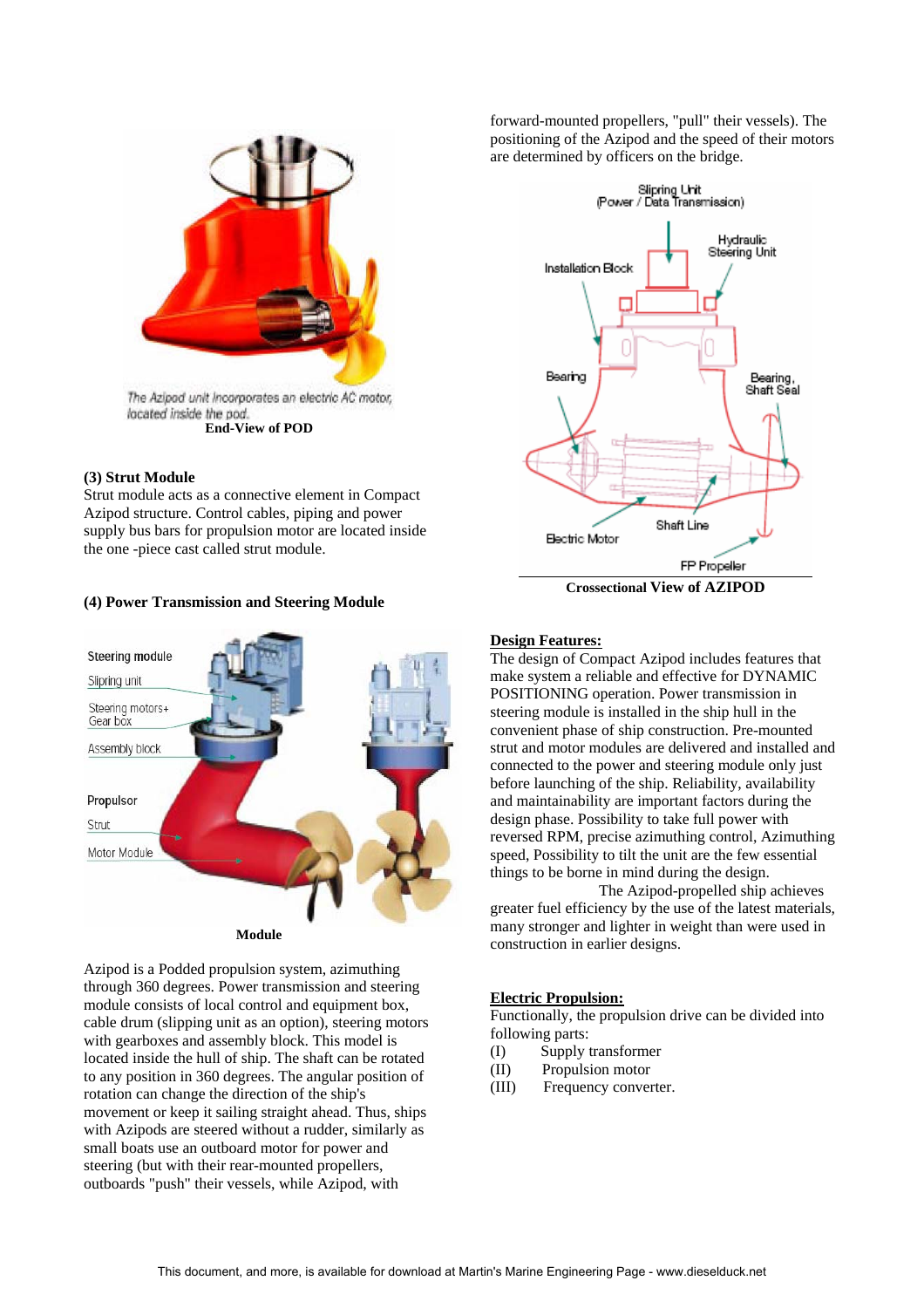The Azipod unit incorporates an electric AC motor, located inside the pod.

**End-View of POD**

### (3) Strut Module

Strut module acts as a connective element in Compact Azipod structure. Control cables, piping and power supply bus bars for propulsion motor are located inside the one -piece cast called strut module.

### (4) Power Transmission and Steering Module

Steering module

Slipring unit

Steering motors+ Gear box

Assembly block

Propulsor

Strut

Motor Module

**Module**

Azipod is a Podded propulsion system, azimuthing through 360 degrees. Power transmission and steering module consists of local control and equipment box, cable drum (slipping unit as an option), steering motors with gearboxes and assembly block. This model is located inside the hull of ship. The shaft can be rotated to any position in 360 degrees. The angular position of rotation can change the direction of the ship's movement or keep it sailing straight ahead. Thus, ships with Azipods are steered without a rudder, similarly as small boats use an outboard motor for power and steering (but with their rear-mounted propellers, outboards "push" their vessels, while Azipod, with forward-mounted propellers, "pull" their vessels). The positioning of the Azipod and the speed of their motors are determined by officers on the bridge.

Slipring Unit (Power / Data Transmission)

Hydraulic Steering Unit

Installation Block

Bearing

Bearing, Shaft Seal

Shaft Line

Electric Motor

FP Propeller

**Crossectional View of AZIPOD**

**Design Features:**

The design of Compact Azipod includes features that make system a reliable and effective for DYNAMIC POSITIONING operation. Power transmission in steering module is installed in the ship hull in the convenient phase of ship construction. Pre-mounted strut and motor modules are delivered and installed and connected to the power and steering module only just before launching of the ship. Reliability, availability and maintainability are important factors during the design phase. Possibility to take full power with reversed RPM, precise azimuthing control, Azimuthing speed, Possibility to tilt the unit are the few essential things to be borne in mind during the design.

The Azipod-propelled ship achieves greater fuel efficiency by the use of the latest materials, many stronger and lighter in weight than were used in construction in earlier designs.

**Electric Propulsion:**

Functionally, the propulsion drive can be divided into following parts:

(I) Supply transformer
(II) Propulsion motor
(III) Frequency converter.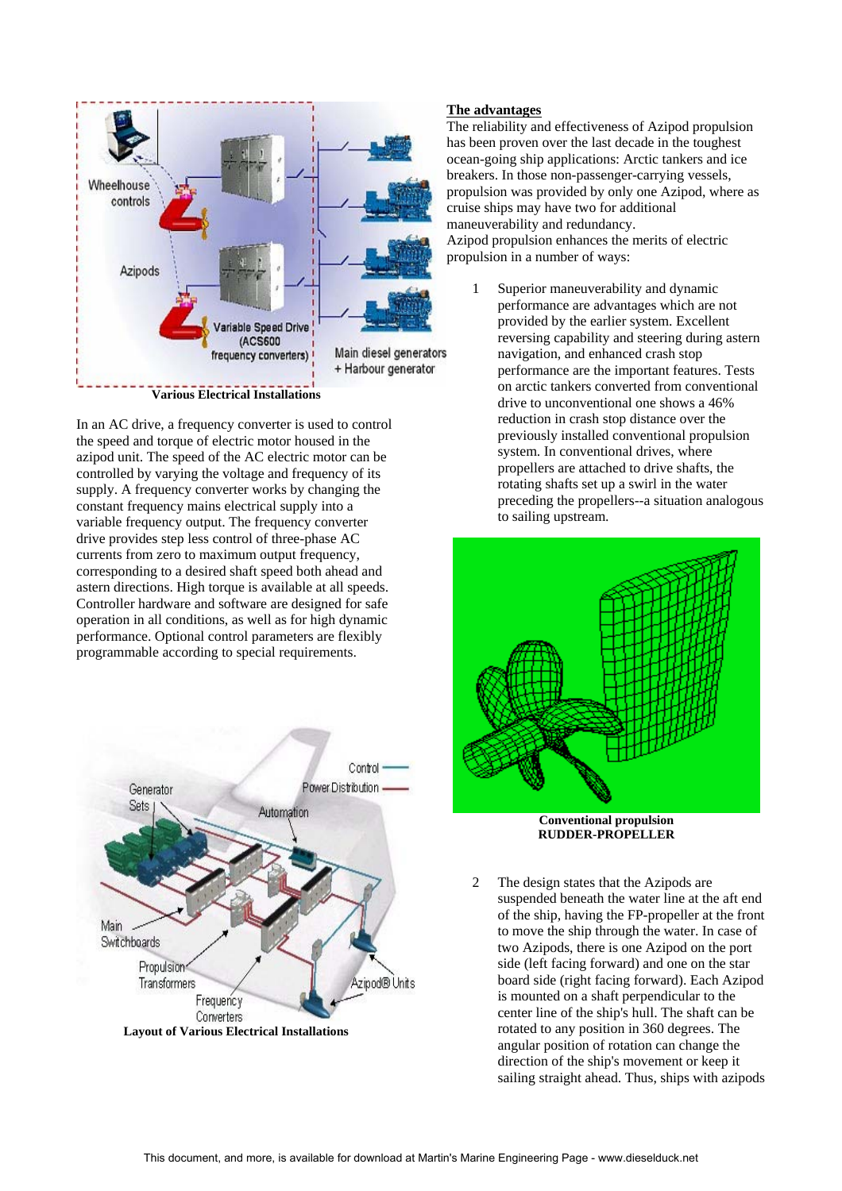Various Electrical Installations

In an AC drive, a frequency converter is used to control the speed and torque of electric motor housed in the azipod unit. The speed of the AC electric motor can be controlled by varying the voltage and frequency of its supply. A frequency converter works by changing the constant frequency mains electrical supply into a variable frequency output. The frequency converter drive provides step less control of three-phase AC currents from zero to maximum output frequency, corresponding to a desired shaft speed both ahead and astern directions. High torque is available at all speeds. Controller hardware and software are designed for safe operation in all conditions, as well as for high dynamic performance. Optional control parameters are flexibly programmable according to special requirements.

Layout of Various Electrical Installations

## The advantages

The reliability and effectiveness of Azipod propulsion has been proven over the last decade in the toughest ocean-going ship applications: Arctic tankers and ice breakers. In those non-passenger-carrying vessels, propulsion was provided by only one Azipod, where as cruise ships may have two for additional maneuverability and redundancy.

Azipod propulsion enhances the merits of electric propulsion in a number of ways:

1. Superior maneuverability and dynamic performance are advantages which are not provided by the earlier system. Excellent reversing capability and steering during astern navigation, and enhanced crash stop performance are the important features. Tests on arctic tankers converted from conventional drive to unconventional one shows a 46% reduction in crash stop distance over the previously installed conventional propulsion system. In conventional drives, where propellers are attached to drive shafts, the rotating shafts set up a swirl in the water preceding the propellers--a situation analogous to sailing upstream.

**Conventional propulsion**
**RUDDER-PROPELLER**

2. The design states that the Azipods are suspended beneath the water line at the aft end of the ship, having the FP-propeller at the front to move the ship through the water. In case of two Azipods, there is one Azipod on the port side (left facing forward) and one on the star board side (right facing forward). Each Azipod is mounted on a shaft perpendicular to the center line of the ship's hull. The shaft can be rotated to any position in 360 degrees. The angular position of rotation can change the direction of the ship's movement or keep it sailing straight ahead. Thus, ships with azipods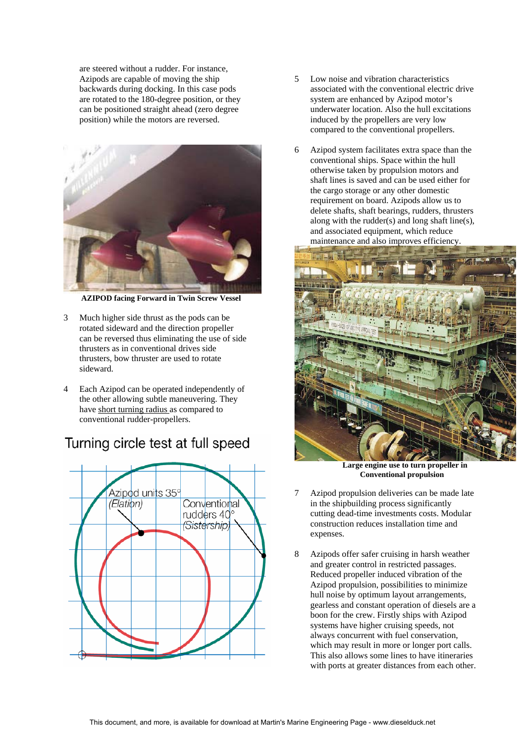are steered without a rudder. For instance, Azipods are capable of moving the ship backwards during docking. In this case pods are rotated to the 180-degree position, or they can be positioned straight ahead (zero degree position) while the motors are reversed.

**AZIPOD facing Forward in Twin Screw Vessel**

3 Much higher side thrust as the pods can be rotated sideward and the direction propeller can be reversed thus eliminating the use of side thrusters as in conventional drives side thrusters, bow thruster are used to rotate sideward.

4 Each Azipod can be operated independently of the other allowing subtle maneuvering. They have short turning radius as compared to conventional rudder-propellers.

Turning circle test at full speed

Azipod units 35° (Elation)

Conventional rudders 40° (Sistership)

5 Low noise and vibration characteristics associated with the conventional electric drive system are enhanced by Azipod motor's underwater location. Also the hull excitations induced by the propellers are very low compared to the conventional propellers.

6 Azipod system facilitates extra space than the conventional ships. Space within the hull otherwise taken by propulsion motors and shaft lines is saved and can be used either for the cargo storage or any other domestic requirement on board. Azipods allow us to delete shafts, shaft bearings, rudders, thrusters along with the rudder(s) and long shaft line(s), and associated equipment, which reduce maintenance and also improves efficiency.

**Large engine use to turn propeller in Conventional propulsion**

7 Azipod propulsion deliveries can be made late in the shipbuilding process significantly cutting dead-time investments costs. Modular construction reduces installation time and expenses.

8 Azipods offer safer cruising in harsh weather and greater control in restricted passages. Reduced propeller induced vibration of the Azipod propulsion, possibilities to minimize hull noise by optimum layout arrangements, gearless and constant operation of diesels are a boon for the crew. Firstly ships with Azipod systems have higher cruising speeds, not always concurrent with fuel conservation, which may result in more or longer port calls. This also allows some lines to have itineraries with ports at greater distances from each other.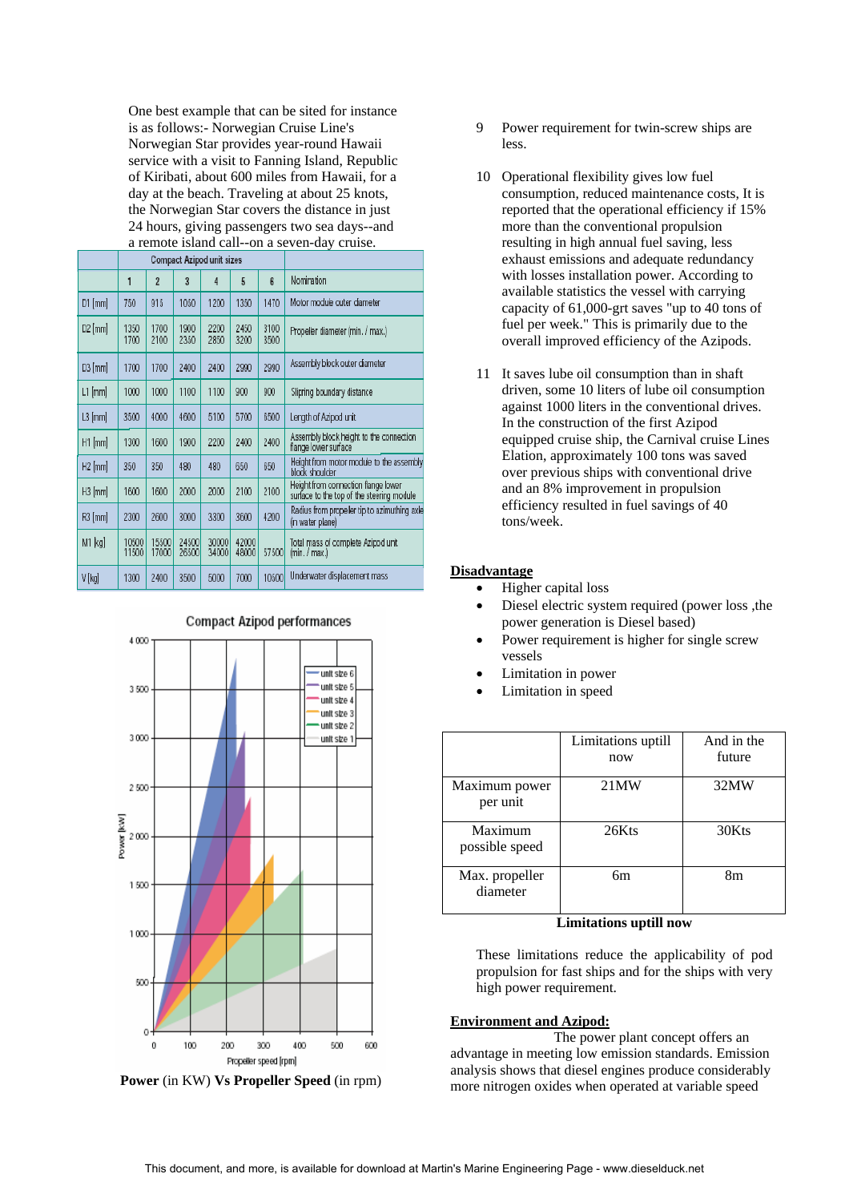One best example that can be sited for instance is as follows:- Norwegian Cruise Line's Norwegian Star provides year-round Hawaii service with a visit to Fanning Island, Republic of Kiribati, about 600 miles from Hawaii, for a day at the beach. Traveling at about 25 knots, the Norwegian Star covers the distance in just 24 hours, giving passengers two sea days--and a remote island call--on a seven-day cruise.

| | Compact Azipod unit sizes | | | | | | |
|---|---|---|---|---|---|---|---|
| | 1 | 2 | 3 | 4 | 5 | 6 | Nomination |
| D1 [mm] | 750 | 915 | 1050 | 1200 | 1350 | 1470 | Motor module outer diameter |
| D2 [mm] | 1350 1700 | 1700 2100 | 1900 2350 | 2200 2850 | 2450 3200 | 3100 3500 | Propeller diameter (min. / max.) |
| D3 [mm] | 1700 | 1700 | 2400 | 2400 | 2990 | 2990 | Assembly block outer diameter |
| L1 [mm] | 1000 | 1000 | 1100 | 1100 | 900 | 900 | Slipring boundary distance |
| L3 [mm] | 3500 | 4000 | 4600 | 5100 | 5700 | 6500 | Length of Azipod unit |
| H1 [mm] | 1300 | 1600 | 1900 | 2200 | 2400 | 2400 | Assembly block height to the connection flange lower surface |
| H2 [mm] | 350 | 350 | 480 | 480 | 650 | 650 | Height from motor module to the assembly block shoulder |
| H3 [mm] | 1600 | 1600 | 2000 | 2000 | 2100 | 2100 | Height from connection flange lower surface to the top of the steering module |
| R3 [mm] | 2300 | 2600 | 3000 | 3300 | 3600 | 4200 | Radius from propeller tip to azimuthing axle (in water plane) |
| M1 [kg] | 10500 11500 | 15500 17000 | 24500 26500 | 30000 34000 | 42000 48000 | 57500 | Total mass of complete Azipod unit (min. / max.) |
| V [kg] | 1300 | 2400 | 3500 | 5000 | 7000 | 10600 | Underwater displacement mass |

**Power** (in KW) **Vs Propeller Speed** (in rpm)

9. Power requirement for twin-screw ships are less.

10. Operational flexibility gives low fuel consumption, reduced maintenance costs, It is reported that the operational efficiency if 15% more than the conventional propulsion resulting in high annual fuel saving, less exhaust emissions and adequate redundancy with losses installation power. According to available statistics the vessel with carrying capacity of 61,000-grt saves "up to 40 tons of fuel per week." This is primarily due to the overall improved efficiency of the Azipods.

11. It saves lube oil consumption than in shaft driven, some 10 liters of lube oil consumption against 1000 liters in the conventional drives. In the construction of the first Azipod equipped cruise ship, the Carnival cruise Lines Elation, approximately 100 tons was saved over previous ships with conventional drive and an 8% improvement in propulsion efficiency resulted in fuel savings of 40 tons/week.

**Disadvantage**

- Higher capital loss
- Diesel electric system required (power loss ,the power generation is Diesel based)
- Power requirement is higher for single screw vessels
- Limitation in power
- Limitation in speed

| | Limitations uptill now | And in the future |
|---|---|---|
| Maximum power per unit | 21MW | 32MW |
| Maximum possible speed | 26Kts | 30Kts |
| Max. propeller diameter | 6m | 8m |

**Limitations uptill now**

These limitations reduce the applicability of pod propulsion for fast ships and for the ships with very high power requirement.

**Environment and Azipod:**

The power plant concept offers an advantage in meeting low emission standards. Emission analysis shows that diesel engines produce considerably more nitrogen oxides when operated at variable speed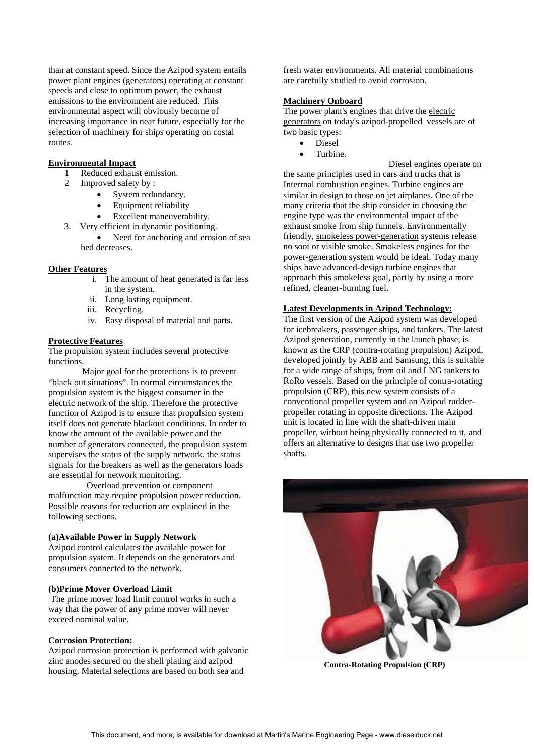than at constant speed. Since the Azipod system entails power plant engines (generators) operating at constant speeds and close to optimum power, the exhaust emissions to the environment are reduced. This environmental aspect will obviously become of increasing importance in near future, especially for the selection of machinery for ships operating on costal routes.

**Environmental Impact**

1. Reduced exhaust emission.
2. Improved safety by :
   - System redundancy.
   - Equipment reliability
   - Excellent maneuverability.
3. Very efficient in dynamic positioning.
   - Need for anchoring and erosion of sea bed decreases.

**Other Features**

i. The amount of heat generated is far less in the system.
ii. Long lasting equipment.
iii. Recycling.
iv. Easy disposal of material and parts.

**Protective Features**

The propulsion system includes several protective functions.

Major goal for the protections is to prevent "black out situations". In normal circumstances the propulsion system is the biggest consumer in the electric network of the ship. Therefore the protective function of Azipod is to ensure that propulsion system itself does not generate blackout conditions. In order to know the amount of the available power and the number of generators connected, the propulsion system supervises the status of the supply network, the status signals for the breakers as well as the generators loads are essential for network monitoring.

Overload prevention or component malfunction may require propulsion power reduction. Possible reasons for reduction are explained in the following sections.

**(a)Available Power in Supply Network**

Azipod control calculates the available power for propulsion system. It depends on the generators and consumers connected to the network.

**(b)Prime Mover Overload Limit**

The prime mover load limit control works in such a way that the power of any prime mover will never exceed nominal value.

**Corrosion Protection:**

Azipod corrosion protection is performed with galvanic zinc anodes secured on the shell plating and azipod housing. Material selections are based on both sea and fresh water environments. All material combinations are carefully studied to avoid corrosion.

**Machinery Onboard**

The power plant's engines that drive the electric generators on today's azipod-propelled vessels are of two basic types:

- Diesel
- Turbine.

Diesel engines operate on the same principles used in cars and trucks that is Interrnal combustion engines. Turbine engines are similar in design to those on jet airplanes. One of the many criteria that the ship consider in choosing the engine type was the environmental impact of the exhaust smoke from ship funnels. Environmentally friendly, smokeless power-generation systems release no soot or visible smoke. Smokeless engines for the power-generation system would be ideal. Today many ships have advanced-design turbine engines that approach this smokeless goal, partly by using a more refined, cleaner-burning fuel.

**Latest Developments in Azipod Technology:**

The first version of the Azipod system was developed for icebreakers, passenger ships, and tankers. The latest Azipod generation, currently in the launch phase, is known as the CRP (contra-rotating propulsion) Azipod, developed jointly by ABB and Samsung, this is suitable for a wide range of ships, from oil and LNG tankers to RoRo vessels. Based on the principle of contra-rotating propulsion (CRP), this new system consists of a conventional propeller system and an Azipod rudder-propeller rotating in opposite directions. The Azipod unit is located in line with the shaft-driven main propeller, without being physically connected to it, and offers an alternative to designs that use two propeller shafts.

**Contra-Rotating Propulsion (CRP)**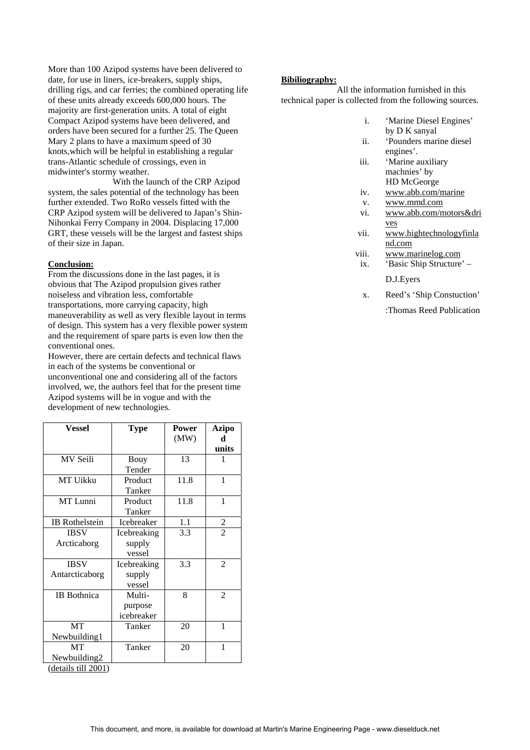More than 100 Azipod systems have been delivered to date, for use in liners, ice-breakers, supply ships, drilling rigs, and car ferries; the combined operating life of these units already exceeds 600,000 hours. The majority are first-generation units. A total of eight Compact Azipod systems have been delivered, and orders have been secured for a further 25. The Queen Mary 2 plans to have a maximum speed of 30 knots,which will be helpful in establishing a regular trans-Atlantic schedule of crossings, even in midwinter's stormy weather.

With the launch of the CRP Azipod system, the sales potential of the technology has been further extended. Two RoRo vessels fitted with the CRP Azipod system will be delivered to Japan's Shin-Nihonkai Ferry Company in 2004. Displacing 17,000 GRT, these vessels will be the largest and fastest ships of their size in Japan.

**Conclusion:**

From the discussions done in the last pages, it is obvious that The Azipod propulsion gives rather noiseless and vibration less, comfortable transportations, more carrying capacity, high maneuverability as well as very flexible layout in terms of design. This system has a very flexible power system and the requirement of spare parts is even low then the conventional ones.

However, there are certain defects and technical flaws in each of the systems be conventional or unconventional one and considering all of the factors involved, we, the authors feel that for the present time Azipod systems will be in vogue and with the development of new technologies.

| Vessel | Type | Power (MW) | Azipod units |
|---|---|---|---|
| MV Seili | Bouy Tender | 13 | 1 |
| MT Uikku | Product Tanker | 11.8 | 1 |
| MT Lunni | Product Tanker | 11.8 | 1 |
| IB Rothelstein | Icebreaker | 1.1 | 2 |
| IBSV Arcticaborg | Icebreaking supply vessel | 3.3 | 2 |
| IBSV Antarcticaborg | Icebreaking supply vessel | 3.3 | 2 |
| IB Bothnica | Multi-purpose icebreaker | 8 | 2 |
| MT Newbuilding1 | Tanker | 20 | 1 |
| MT Newbuilding2 | Tanker | 20 | 1 |

(details till 2001)

**Bibiliography:**

All the information furnished in this technical paper is collected from the following sources.

i. 'Marine Diesel Engines' by D K sanyal
ii. 'Pounders marine diesel engines'.
iii. 'Marine auxiliary machnies' by HD McGeorge
iv. www.abb.com/marine
v. www.mmd.com
vi. www.abb.com/motors&drives
vii. www.hightechnologyfinland.com
viii. www.marinelog.com
ix. 'Basic Ship Structure' – D.J.Eyers
x. Reed's 'Ship Constuction' :Thomas Reed Publication